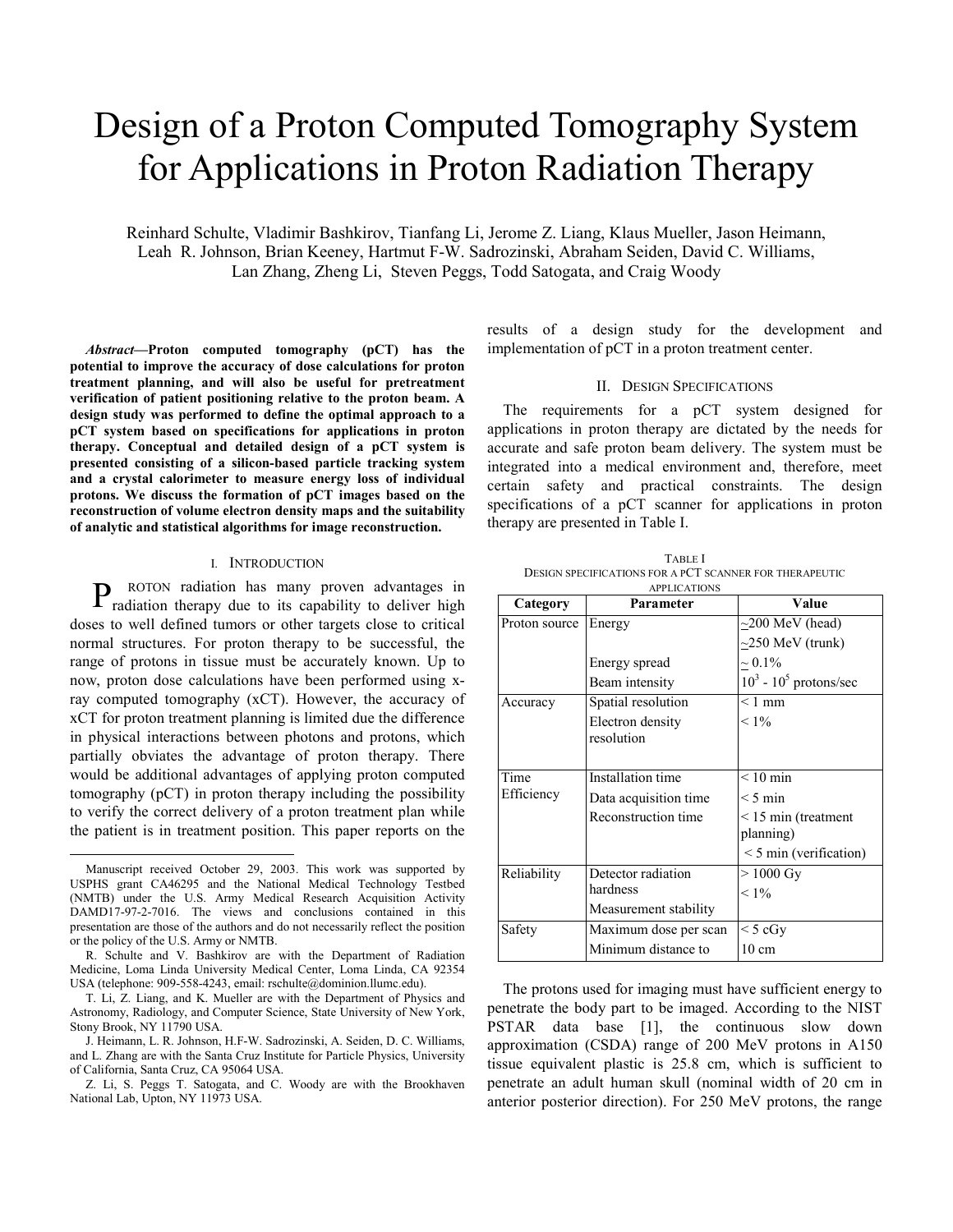# Design of a Proton Computed Tomography System for Applications in Proton Radiation Therapy

Reinhard Schulte, Vladimir Bashkirov, Tianfang Li, Jerome Z. Liang, Klaus Mueller, Jason Heimann, Leah R. Johnson, Brian Keeney, Hartmut F-W. Sadrozinski, Abraham Seiden, David C. Williams, Lan Zhang, Zheng Li, Steven Peggs, Todd Satogata, and Craig Woody

***Abstract*—Proton computed tomography (pCT) has the potential to improve the accuracy of dose calculations for proton treatment planning, and will also be useful for pretreatment verification of patient positioning relative to the proton beam. A design study was performed to define the optimal approach to a pCT system based on specifications for applications in proton therapy. Conceptual and detailed design of a pCT system is presented consisting of a silicon-based particle tracking system and a crystal calorimeter to measure energy loss of individual protons. We discuss the formation of pCT images based on the reconstruction of volume electron density maps and the suitability of analytic and statistical algorithms for image reconstruction.**

## I. Introduction

PROTON radiation has many proven advantages in radiation therapy due to its capability to deliver high doses to well defined tumors or other targets close to critical normal structures. For proton therapy to be successful, the range of protons in tissue must be accurately known. Up to now, proton dose calculations have been performed using x-ray computed tomography (xCT). However, the accuracy of xCT for proton treatment planning is limited due the difference in physical interactions between photons and protons, which partially obviates the advantage of proton therapy. There would be additional advantages of applying proton computed tomography (pCT) in proton therapy including the possibility to verify the correct delivery of a proton treatment plan while the patient is in treatment position. This paper reports on the results of a design study for the development and implementation of pCT in a proton treatment center.

Manuscript received October 29, 2003. This work was supported by USPHS grant CA46295 and the National Medical Technology Testbed (NMTB) under the U.S. Army Medical Research Acquisition Activity DAMD17-97-2-7016. The views and conclusions contained in this presentation are those of the authors and do not necessarily reflect the position or the policy of the U.S. Army or NMTB.

R. Schulte and V. Bashkirov are with the Department of Radiation Medicine, Loma Linda University Medical Center, Loma Linda, CA 92354 USA (telephone: 909-558-4243, email: rschulte@dominion.llumc.edu).

T. Li, Z. Liang, and K. Mueller are with the Department of Physics and Astronomy, Radiology, and Computer Science, State University of New York, Stony Brook, NY 11790 USA.

J. Heimann, L. R. Johnson, H.F-W. Sadrozinski, A. Seiden, D. C. Williams, and L. Zhang are with the Santa Cruz Institute for Particle Physics, University of California, Santa Cruz, CA 95064 USA.

Z. Li, S. Peggs T. Satogata, and C. Woody are with the Brookhaven National Lab, Upton, NY 11973 USA.

## II. Design Specifications

The requirements for a pCT system designed for applications in proton therapy are dictated by the needs for accurate and safe proton beam delivery. The system must be integrated into a medical environment and, therefore, meet certain safety and practical constraints. The design specifications of a pCT scanner for applications in proton therapy are presented in Table I.

TABLE I
DESIGN SPECIFICATIONS FOR A PCT SCANNER FOR THERAPEUTIC APPLICATIONS

| Category | Parameter | Value |
|---|---|---|
| Proton source | Energy | ~200 MeV (head) |
| | | ~250 MeV (trunk) |
| | Energy spread | ~ 0.1% |
| | Beam intensity | $10^3$ - $10^5$ protons/sec |
| Accuracy | Spatial resolution | < 1 mm |
| | Electron density resolution | < 1% |
| Time Efficiency | Installation time | < 10 min |
| | Data acquisition time | < 5 min |
| | Reconstruction time | < 15 min (treatment planning) |
| | | < 5 min (verification) |
| Reliability | Detector radiation hardness | > 1000 Gy |
| | Measurement stability | < 1% |
| Safety | Maximum dose per scan | < 5 cGy |
| | Minimum distance to | 10 cm |

The protons used for imaging must have sufficient energy to penetrate the body part to be imaged. According to the NIST PSTAR data base [1], the continuous slow down approximation (CSDA) range of 200 MeV protons in A150 tissue equivalent plastic is 25.8 cm, which is sufficient to penetrate an adult human skull (nominal width of 20 cm in anterior posterior direction). For 250 MeV protons, the range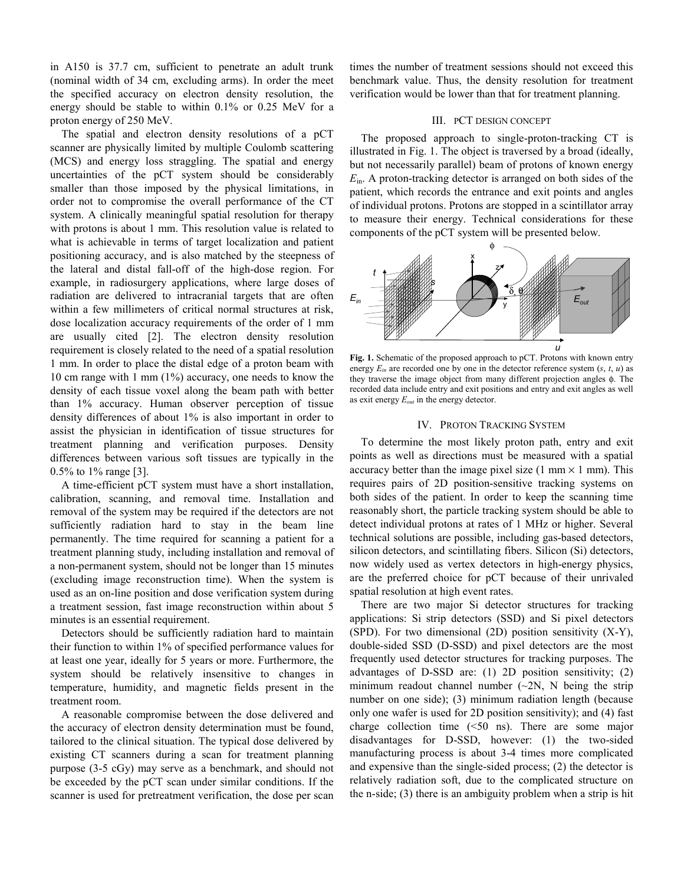in A150 is 37.7 cm, sufficient to penetrate an adult trunk (nominal width of 34 cm, excluding arms). In order the meet the specified accuracy on electron density resolution, the energy should be stable to within 0.1% or 0.25 MeV for a proton energy of 250 MeV.

The spatial and electron density resolutions of a pCT scanner are physically limited by multiple Coulomb scattering (MCS) and energy loss straggling. The spatial and energy uncertainties of the pCT system should be considerably smaller than those imposed by the physical limitations, in order not to compromise the overall performance of the CT system. A clinically meaningful spatial resolution for therapy with protons is about 1 mm. This resolution value is related to what is achievable in terms of target localization and patient positioning accuracy, and is also matched by the steepness of the lateral and distal fall-off of the high-dose region. For example, in radiosurgery applications, where large doses of radiation are delivered to intracranial targets that are often within a few millimeters of critical normal structures at risk, dose localization accuracy requirements of the order of 1 mm are usually cited [2]. The electron density resolution requirement is closely related to the need of a spatial resolution 1 mm. In order to place the distal edge of a proton beam with 10 cm range with 1 mm (1%) accuracy, one needs to know the density of each tissue voxel along the beam path with better than 1% accuracy. Human observer perception of tissue density differences of about 1% is also important in order to assist the physician in identification of tissue structures for treatment planning and verification purposes. Density differences between various soft tissues are typically in the 0.5% to 1% range [3].

A time-efficient pCT system must have a short installation, calibration, scanning, and removal time. Installation and removal of the system may be required if the detectors are not sufficiently radiation hard to stay in the beam line permanently. The time required for scanning a patient for a treatment planning study, including installation and removal of a non-permanent system, should not be longer than 15 minutes (excluding image reconstruction time). When the system is used as an on-line position and dose verification system during a treatment session, fast image reconstruction within about 5 minutes is an essential requirement.

Detectors should be sufficiently radiation hard to maintain their function to within 1% of specified performance values for at least one year, ideally for 5 years or more. Furthermore, the system should be relatively insensitive to changes in temperature, humidity, and magnetic fields present in the treatment room.

A reasonable compromise between the dose delivered and the accuracy of electron density determination must be found, tailored to the clinical situation. The typical dose delivered by existing CT scanners during a scan for treatment planning purpose (3-5 cGy) may serve as a benchmark, and should not be exceeded by the pCT scan under similar conditions. If the scanner is used for pretreatment verification, the dose per scan times the number of treatment sessions should not exceed this benchmark value. Thus, the density resolution for treatment verification would be lower than that for treatment planning.

## III. pCT Design Concept

The proposed approach to single-proton-tracking CT is illustrated in Fig. 1. The object is traversed by a broad (ideally, but not necessarily parallel) beam of protons of known energy $E_{\text{in}}$. A proton-tracking detector is arranged on both sides of the patient, which records the entrance and exit points and angles of individual protons. Protons are stopped in a scintillator array to measure their energy. Technical considerations for these components of the pCT system will be presented below.

**Fig. 1.** Schematic of the proposed approach to pCT. Protons with known entry energy $E_{in}$ are recorded one by one in the detector reference system ($s$, $t$, $u$) as they traverse the image object from many different projection angles $\phi$. The recorded data include entry and exit positions and entry and exit angles as well as exit energy $E_{out}$ in the energy detector.

## IV. Proton Tracking System

To determine the most likely proton path, entry and exit points as well as directions must be measured with a spatial accuracy better than the image pixel size (1 mm $\times$ 1 mm). This requires pairs of 2D position-sensitive tracking systems on both sides of the patient. In order to keep the scanning time reasonably short, the particle tracking system should be able to detect individual protons at rates of 1 MHz or higher. Several technical solutions are possible, including gas-based detectors, silicon detectors, and scintillating fibers. Silicon (Si) detectors, now widely used as vertex detectors in high-energy physics, are the preferred choice for pCT because of their unrivaled spatial resolution at high event rates.

There are two major Si detector structures for tracking applications: Si strip detectors (SSD) and Si pixel detectors (SPD). For two dimensional (2D) position sensitivity (X-Y), double-sided SSD (D-SSD) and pixel detectors are the most frequently used detector structures for tracking purposes. The advantages of D-SSD are: (1) 2D position sensitivity; (2) minimum readout channel number (~2N, N being the strip number on one side); (3) minimum radiation length (because only one wafer is used for 2D position sensitivity); and (4) fast charge collection time (<50 ns). There are some major disadvantages for D-SSD, however: (1) the two-sided manufacturing process is about 3-4 times more complicated and expensive than the single-sided process; (2) the detector is relatively radiation soft, due to the complicated structure on the n-side; (3) there is an ambiguity problem when a strip is hit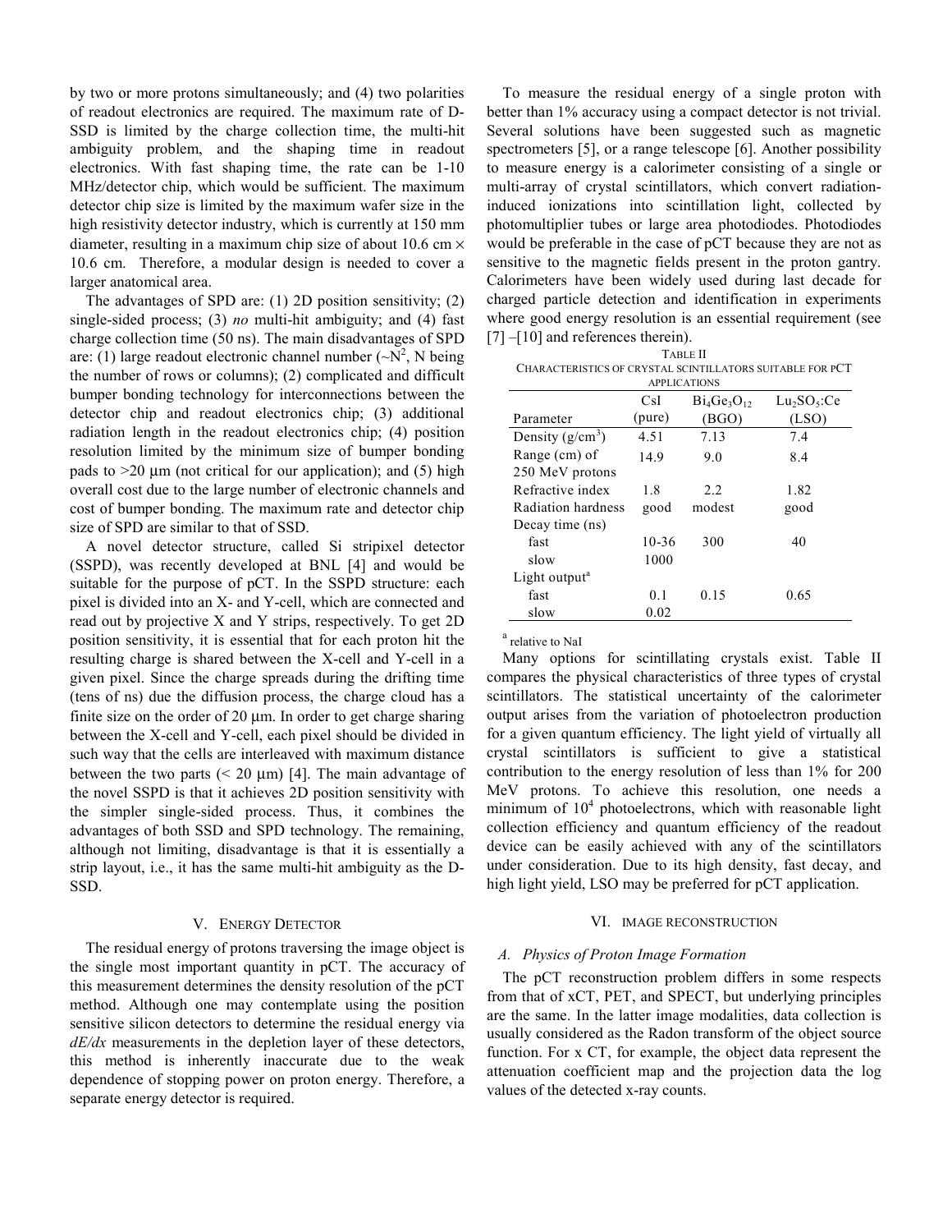by two or more protons simultaneously; and (4) two polarities of readout electronics are required. The maximum rate of D-SSD is limited by the charge collection time, the multi-hit ambiguity problem, and the shaping time in readout electronics. With fast shaping time, the rate can be 1-10 MHz/detector chip, which would be sufficient. The maximum detector chip size is limited by the maximum wafer size in the high resistivity detector industry, which is currently at 150 mm diameter, resulting in a maximum chip size of about 10.6 cm × 10.6 cm. Therefore, a modular design is needed to cover a larger anatomical area.

The advantages of SPD are: (1) 2D position sensitivity; (2) single-sided process; (3) *no* multi-hit ambiguity; and (4) fast charge collection time (50 ns). The main disadvantages of SPD are: (1) large readout electronic channel number ($\sim N^2$, N being the number of rows or columns); (2) complicated and difficult bumper bonding technology for interconnections between the detector chip and readout electronics chip; (3) additional radiation length in the readout electronics chip; (4) position resolution limited by the minimum size of bumper bonding pads to >20 µm (not critical for our application); and (5) high overall cost due to the large number of electronic channels and cost of bumper bonding. The maximum rate and detector chip size of SPD are similar to that of SSD.

A novel detector structure, called Si stripixel detector (SSPD), was recently developed at BNL [4] and would be suitable for the purpose of pCT. In the SSPD structure: each pixel is divided into an X- and Y-cell, which are connected and read out by projective X and Y strips, respectively. To get 2D position sensitivity, it is essential that for each proton hit the resulting charge is shared between the X-cell and Y-cell in a given pixel. Since the charge spreads during the drifting time (tens of ns) due the diffusion process, the charge cloud has a finite size on the order of 20 µm. In order to get charge sharing between the X-cell and Y-cell, each pixel should be divided in such way that the cells are interleaved with maximum distance between the two parts (< 20 µm) [4]. The main advantage of the novel SSPD is that it achieves 2D position sensitivity with the simpler single-sided process. Thus, it combines the advantages of both SSD and SPD technology. The remaining, although not limiting, disadvantage is that it is essentially a strip layout, i.e., it has the same multi-hit ambiguity as the D-SSD.

## V. Energy Detector

The residual energy of protons traversing the image object is the single most important quantity in pCT. The accuracy of this measurement determines the density resolution of the pCT method. Although one may contemplate using the position sensitive silicon detectors to determine the residual energy via *dE/dx* measurements in the depletion layer of these detectors, this method is inherently inaccurate due to the weak dependence of stopping power on proton energy. Therefore, a separate energy detector is required.

To measure the residual energy of a single proton with better than 1% accuracy using a compact detector is not trivial. Several solutions have been suggested such as magnetic spectrometers [5], or a range telescope [6]. Another possibility to measure energy is a calorimeter consisting of a single or multi-array of crystal scintillators, which convert radiation-induced ionizations into scintillation light, collected by photomultiplier tubes or large area photodiodes. Photodiodes would be preferable in the case of pCT because they are not as sensitive to the magnetic fields present in the proton gantry. Calorimeters have been widely used during last decade for charged particle detection and identification in experiments where good energy resolution is an essential requirement (see [7] –[10] and references therein).

TABLE II
CHARACTERISTICS OF CRYSTAL SCINTILLATORS SUITABLE FOR PCT APPLICATIONS

| Parameter | CsI (pure) | $Bi_4Ge_3O_{12}$ (BGO) | $Lu_2SO_5$:Ce (LSO) |
|---|---|---|---|
| Density ($g/cm^3$) | 4.51 | 7.13 | 7.4 |
| Range (cm) of 250 MeV protons | 14.9 | 9.0 | 8.4 |
| Refractive index | 1.8 | 2.2 | 1.82 |
| Radiation hardness | good | modest | good |
| Decay time (ns) | | | |
| fast | 10-36 | 300 | 40 |
| slow | 1000 | | |
| Light output[a] | | | |
| fast | 0.1 | 0.15 | 0.65 |
| slow | 0.02 | | |

[a] relative to NaI

Many options for scintillating crystals exist. Table II compares the physical characteristics of three types of crystal scintillators. The statistical uncertainty of the calorimeter output arises from the variation of photoelectron production for a given quantum efficiency. The light yield of virtually all crystal scintillators is sufficient to give a statistical contribution to the energy resolution of less than 1% for 200 MeV protons. To achieve this resolution, one needs a minimum of $10^4$ photoelectrons, which with reasonable light collection efficiency and quantum efficiency of the readout device can be easily achieved with any of the scintillators under consideration. Due to its high density, fast decay, and high light yield, LSO may be preferred for pCT application.

## VI. Image Reconstruction

### *A. Physics of Proton Image Formation*

The pCT reconstruction problem differs in some respects from that of xCT, PET, and SPECT, but underlying principles are the same. In the latter image modalities, data collection is usually considered as the Radon transform of the object source function. For x CT, for example, the object data represent the attenuation coefficient map and the projection data the log values of the detected x-ray counts.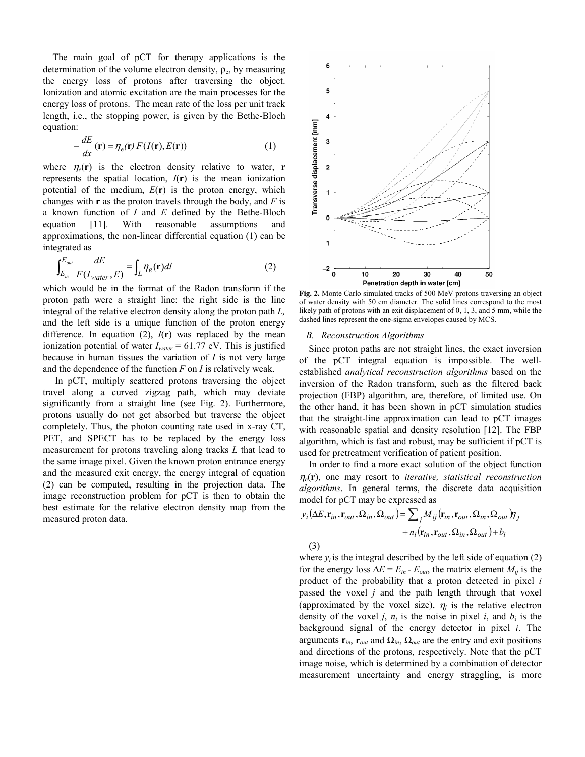The main goal of pCT for therapy applications is the determination of the volume electron density, $\rho_e$, by measuring the energy loss of protons after traversing the object. Ionization and atomic excitation are the main processes for the energy loss of protons. The mean rate of the loss per unit track length, i.e., the stopping power, is given by the Bethe-Bloch equation:

$$-\frac{dE}{dx}(\mathbf{r}) = \eta_e(\mathbf{r})\, F(I(\mathbf{r}), E(\mathbf{r})) \tag{1}$$

where $\eta_e(\mathbf{r})$ is the electron density relative to water, $\mathbf{r}$ represents the spatial location, $I(\mathbf{r})$ is the mean ionization potential of the medium, $E(\mathbf{r})$ is the proton energy, which changes with $\mathbf{r}$ as the proton travels through the body, and $F$ is a known function of $I$ and $E$ defined by the Bethe-Bloch equation [11]. With reasonable assumptions and approximations, the non-linear differential equation (1) can be integrated as

$$\int_{E_{in}}^{E_{out}} \frac{dE}{F(I_{water}, E)} = \int_L \eta_e(\mathbf{r})dl \tag{2}$$

which would be in the format of the Radon transform if the proton path were a straight line: the right side is the line integral of the relative electron density along the proton path $L$, and the left side is a unique function of the proton energy difference. In equation (2), $I(\mathbf{r})$ was replaced by the mean ionization potential of water $I_{water}$ = 61.77 eV. This is justified because in human tissues the variation of $I$ is not very large and the dependence of the function $F$ on $I$ is relatively weak.

In pCT, multiply scattered protons traversing the object travel along a curved zigzag path, which may deviate significantly from a straight line (see Fig. 2). Furthermore, protons usually do not get absorbed but traverse the object completely. Thus, the photon counting rate used in x-ray CT, PET, and SPECT has to be replaced by the energy loss measurement for protons traveling along tracks $L$ that lead to the same image pixel. Given the known proton entrance energy and the measured exit energy, the energy integral of equation (2) can be computed, resulting in the projection data. The image reconstruction problem for pCT is then to obtain the best estimate for the relative electron density map from the measured proton data.

**Fig. 2.** Monte Carlo simulated tracks of 500 MeV protons traversing an object of water density with 50 cm diameter. The solid lines correspond to the most likely path of protons with an exit displacement of 0, 1, 3, and 5 mm, while the dashed lines represent the one-sigma envelopes caused by MCS.

### B. Reconstruction Algorithms

Since proton paths are not straight lines, the exact inversion of the pCT integral equation is impossible. The well-established *analytical reconstruction algorithms* based on the inversion of the Radon transform, such as the filtered back projection (FBP) algorithm, are, therefore, of limited use. On the other hand, it has been shown in pCT simulation studies that the straight-line approximation can lead to pCT images with reasonable spatial and density resolution [12]. The FBP algorithm, which is fast and robust, may be sufficient if pCT is used for pretreatment verification of patient position.

In order to find a more exact solution of the object function $\eta_e(\mathbf{r})$, one may resort to *iterative, statistical reconstruction algorithms*. In general terms, the discrete data acquisition model for pCT may be expressed as

$$y_i(\Delta E, \mathbf{r}_{in}, \mathbf{r}_{out}, \Omega_{in}, \Omega_{out}) = \sum_j M_{ij}(\mathbf{r}_{in}, \mathbf{r}_{out}, \Omega_{in}, \Omega_{out})\eta_j + n_i(\mathbf{r}_{in}, \mathbf{r}_{out}, \Omega_{in}, \Omega_{out}) + b_i \tag{3}$$

where $y_i$ is the integral described by the left side of equation (2) for the energy loss $\Delta E = E_{in} - E_{out}$, the matrix element $M_{ij}$ is the product of the probability that a proton detected in pixel $i$ passed the voxel $j$ and the path length through that voxel (approximated by the voxel size), $\eta_j$ is the relative electron density of the voxel $j$, $n_i$ is the noise in pixel $i$, and $b_i$ is the background signal of the energy detector in pixel $i$. The arguments $\mathbf{r}_{in}$, $\mathbf{r}_{out}$ and $\Omega_{in}$, $\Omega_{out}$ are the entry and exit positions and directions of the protons, respectively. Note that the pCT image noise, which is determined by a combination of detector measurement uncertainty and energy straggling, is more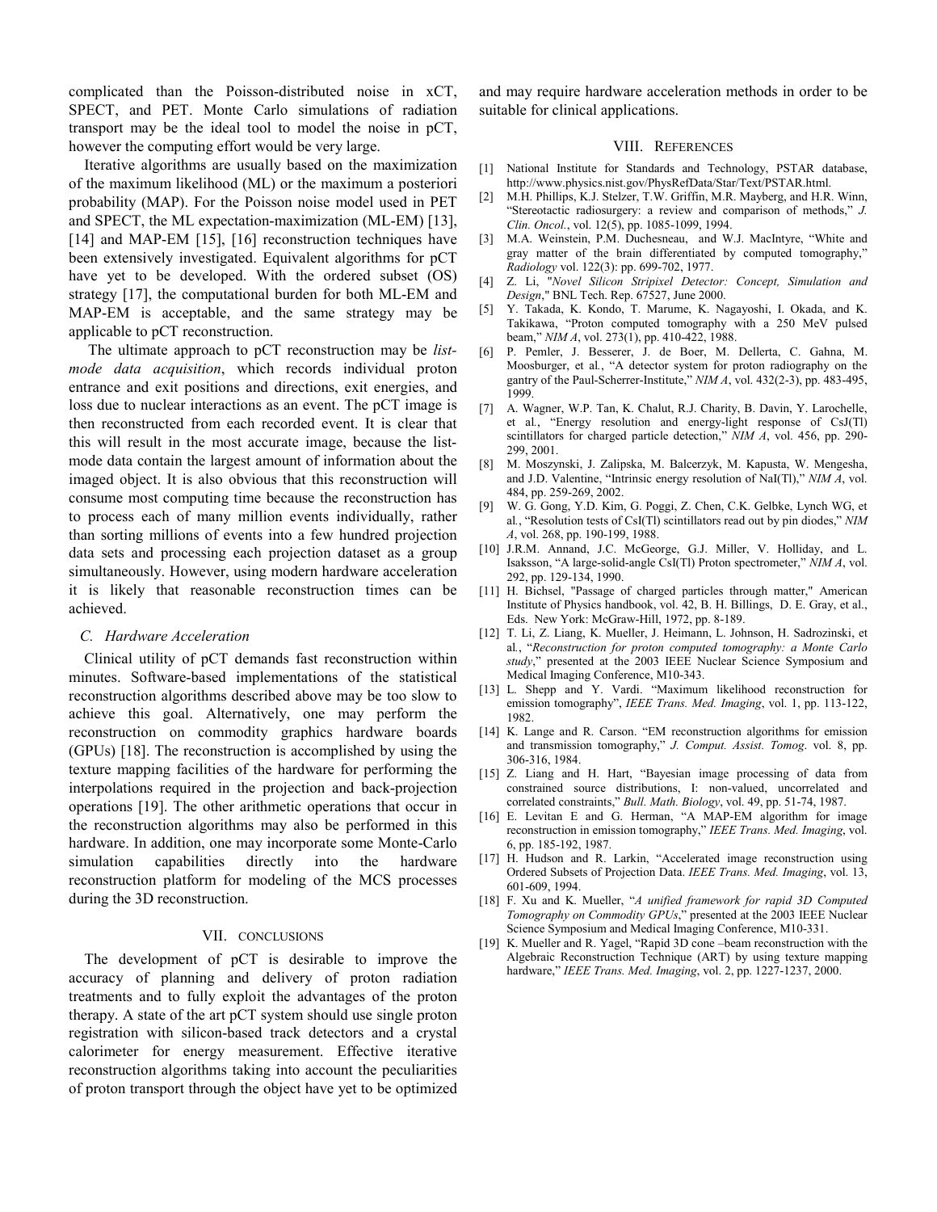complicated than the Poisson-distributed noise in xCT, SPECT, and PET. Monte Carlo simulations of radiation transport may be the ideal tool to model the noise in pCT, however the computing effort would be very large.

Iterative algorithms are usually based on the maximization of the maximum likelihood (ML) or the maximum a posteriori probability (MAP). For the Poisson noise model used in PET and SPECT, the ML expectation-maximization (ML-EM) [13], [14] and MAP-EM [15], [16] reconstruction techniques have been extensively investigated. Equivalent algorithms for pCT have yet to be developed. With the ordered subset (OS) strategy [17], the computational burden for both ML-EM and MAP-EM is acceptable, and the same strategy may be applicable to pCT reconstruction.

The ultimate approach to pCT reconstruction may be *list-mode data acquisition*, which records individual proton entrance and exit positions and directions, exit energies, and loss due to nuclear interactions as an event. The pCT image is then reconstructed from each recorded event. It is clear that this will result in the most accurate image, because the list-mode data contain the largest amount of information about the imaged object. It is also obvious that this reconstruction will consume most computing time because the reconstruction has to process each of many million events individually, rather than sorting millions of events into a few hundred projection data sets and processing each projection dataset as a group simultaneously. However, using modern hardware acceleration it is likely that reasonable reconstruction times can be achieved.

### C. Hardware Acceleration

Clinical utility of pCT demands fast reconstruction within minutes. Software-based implementations of the statistical reconstruction algorithms described above may be too slow to achieve this goal. Alternatively, one may perform the reconstruction on commodity graphics hardware boards (GPUs) [18]. The reconstruction is accomplished by using the texture mapping facilities of the hardware for performing the interpolations required in the projection and back-projection operations [19]. The other arithmetic operations that occur in the reconstruction algorithms may also be performed in this hardware. In addition, one may incorporate some Monte-Carlo simulation capabilities directly into the hardware reconstruction platform for modeling of the MCS processes during the 3D reconstruction.

## VII. CONCLUSIONS

The development of pCT is desirable to improve the accuracy of planning and delivery of proton radiation treatments and to fully exploit the advantages of the proton therapy. A state of the art pCT system should use single proton registration with silicon-based track detectors and a crystal calorimeter for energy measurement. Effective iterative reconstruction algorithms taking into account the peculiarities of proton transport through the object have yet to be optimized and may require hardware acceleration methods in order to be suitable for clinical applications.

## VIII. REFERENCES

[1] National Institute for Standards and Technology, PSTAR database, http://www.physics.nist.gov/PhysRefData/Star/Text/PSTAR.html.

[2] M.H. Phillips, K.J. Stelzer, T.W. Griffin, M.R. Mayberg, and H.R. Winn, "Stereotactic radiosurgery: a review and comparison of methods," *J. Clin. Oncol.*, vol. 12(5), pp. 1085-1099, 1994.

[3] M.A. Weinstein, P.M. Duchesneau, and W.J. MacIntyre, "White and gray matter of the brain differentiated by computed tomography," *Radiology* vol. 122(3): pp. 699-702, 1977.

[4] Z. Li, "*Novel Silicon Stripixel Detector: Concept, Simulation and Design*," BNL Tech. Rep. 67527, June 2000.

[5] Y. Takada, K. Kondo, T. Marume, K. Nagayoshi, I. Okada, and K. Takikawa, "Proton computed tomography with a 250 MeV pulsed beam," *NIM A*, vol. 273(1), pp. 410-422, 1988.

[6] P. Pemler, J. Besserer, J. de Boer, M. Dellerta, C. Gahna, M. Moosburger, et al., "A detector system for proton radiography on the gantry of the Paul-Scherrer-Institute," *NIM A*, vol. 432(2-3), pp. 483-495, 1999.

[7] A. Wagner, W.P. Tan, K. Chalut, R.J. Charity, B. Davin, Y. Larochelle, et al., "Energy resolution and energy-light response of CsJ(Tl) scintillators for charged particle detection," *NIM A*, vol. 456, pp. 290-299, 2001.

[8] M. Moszynski, J. Zalipska, M. Balcerzyk, M. Kapusta, W. Mengesha, and J.D. Valentine, "Intrinsic energy resolution of NaI(Tl)," *NIM A*, vol. 484, pp. 259-269, 2002.

[9] W. G. Gong, Y.D. Kim, G. Poggi, Z. Chen, C.K. Gelbke, Lynch WG, et al., "Resolution tests of CsI(Tl) scintillators read out by pin diodes," *NIM A*, vol. 268, pp. 190-199, 1988.

[10] J.R.M. Annand, J.C. McGeorge, G.J. Miller, V. Holliday, and L. Isaksson, "A large-solid-angle CsI(Tl) Proton spectrometer," *NIM A*, vol. 292, pp. 129-134, 1990.

[11] H. Bichsel, "Passage of charged particles through matter," American Institute of Physics handbook, vol. 42, B. H. Billings, D. E. Gray, et al., Eds. New York: McGraw-Hill, 1972, pp. 8-189.

[12] T. Li, Z. Liang, K. Mueller, J. Heimann, L. Johnson, H. Sadrozinski, et al., "*Reconstruction for proton computed tomography: a Monte Carlo study*," presented at the 2003 IEEE Nuclear Science Symposium and Medical Imaging Conference, M10-343.

[13] L. Shepp and Y. Vardi. "Maximum likelihood reconstruction for emission tomography", *IEEE Trans. Med. Imaging*, vol. 1, pp. 113-122, 1982.

[14] K. Lange and R. Carson. "EM reconstruction algorithms for emission and transmission tomography," *J. Comput. Assist. Tomog*. vol. 8, pp. 306-316, 1984.

[15] Z. Liang and H. Hart, "Bayesian image processing of data from constrained source distributions, I: non-valued, uncorrelated and correlated constraints," *Bull. Math. Biology*, vol. 49, pp. 51-74, 1987.

[16] E. Levitan E and G. Herman, "A MAP-EM algorithm for image reconstruction in emission tomography," *IEEE Trans. Med. Imaging*, vol. 6, pp. 185-192, 1987.

[17] H. Hudson and R. Larkin, "Accelerated image reconstruction using Ordered Subsets of Projection Data. *IEEE Trans. Med. Imaging*, vol. 13, 601-609, 1994.

[18] F. Xu and K. Mueller, "*A unified framework for rapid 3D Computed Tomography on Commodity GPUs*," presented at the 2003 IEEE Nuclear Science Symposium and Medical Imaging Conference, M10-331.

[19] K. Mueller and R. Yagel, "Rapid 3D cone –beam reconstruction with the Algebraic Reconstruction Technique (ART) by using texture mapping hardware," *IEEE Trans. Med. Imaging*, vol. 2, pp. 1227-1237, 2000.